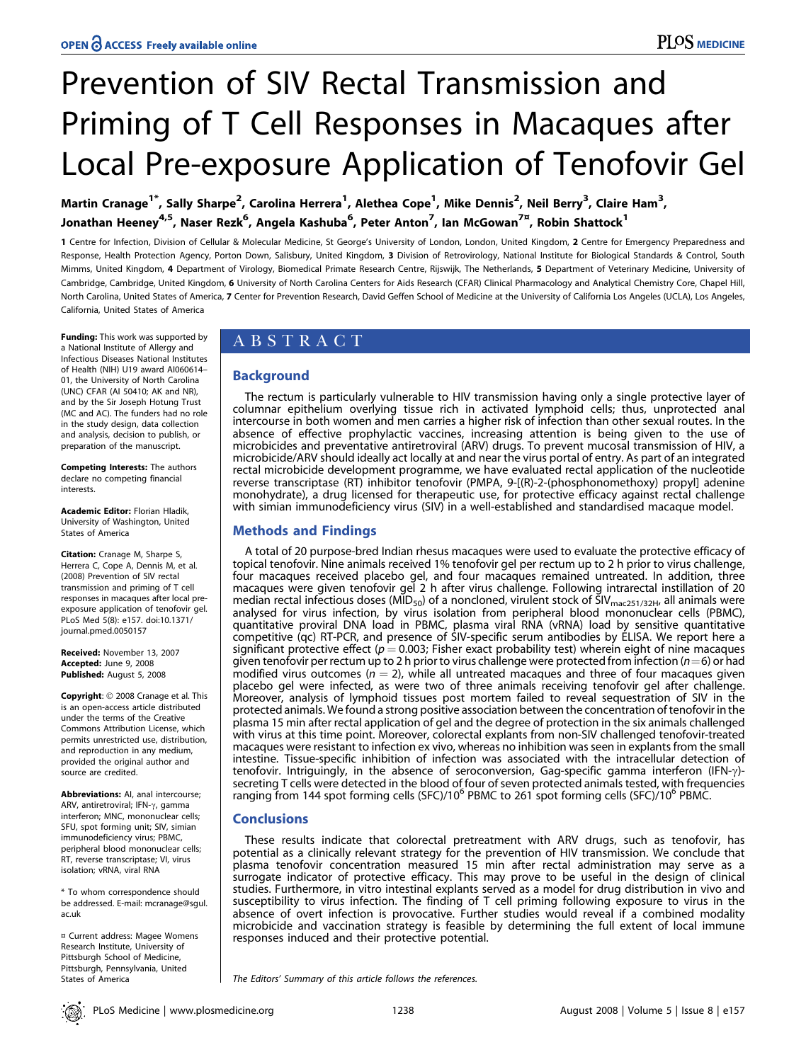# Prevention of SIV Rectal Transmission and Priming of T Cell Responses in Macaques after Local Pre-exposure Application of Tenofovir Gel

Martin Cranage[1*], Sally Sharpe[2], Carolina Herrera[1], Alethea Cope[1], Mike Dennis[2], Neil Berry[3], Claire Ham[3], Jonathan Heeney[4,5], Naser Rezk[6], Angela Kashuba[6], Peter Anton[7], Ian McGowan[7¤], Robin Shattock[1]

1 Centre for Infection, Division of Cellular & Molecular Medicine, St George's University of London, London, United Kingdom, 2 Centre for Emergency Preparedness and Response, Health Protection Agency, Porton Down, Salisbury, United Kingdom, 3 Division of Retrovirology, National Institute for Biological Standards & Control, South Mimms, United Kingdom, 4 Department of Virology, Biomedical Primate Research Centre, Rijswijk, The Netherlands, 5 Department of Veterinary Medicine, University of Cambridge, Cambridge, United Kingdom, 6 University of North Carolina Centers for Aids Research (CFAR) Clinical Pharmacology and Analytical Chemistry Core, Chapel Hill, North Carolina, United States of America, 7 Center for Prevention Research, David Geffen School of Medicine at the University of California Los Angeles (UCLA), Los Angeles, California, United States of America

**Funding:** This work was supported by a National Institute of Allergy and Infectious Diseases National Institutes of Health (NIH) U19 award AI060614–01, the University of North Carolina (UNC) CFAR (AI 50410; AK and NR), and by the Sir Joseph Hotung Trust (MC and AC). The funders had no role in the study design, data collection and analysis, decision to publish, or preparation of the manuscript.

**Competing Interests:** The authors declare no competing financial interests.

**Academic Editor:** Florian Hladik, University of Washington, United States of America

**Citation:** Cranage M, Sharpe S, Herrera C, Cope A, Dennis M, et al. (2008) Prevention of SIV rectal transmission and priming of T cell responses in macaques after local pre-exposure application of tenofovir gel. PLoS Med 5(8): e157. doi:10.1371/journal.pmed.0050157

**Received:** November 13, 2007 **Accepted:** June 9, 2008 **Published:** August 5, 2008

**Copyright:** © 2008 Cranage et al. This is an open-access article distributed under the terms of the Creative Commons Attribution License, which permits unrestricted use, distribution, and reproduction in any medium, provided the original author and source are credited.

**Abbreviations:** AI, anal intercourse; ARV, antiretroviral; IFN-γ, gamma interferon; MNC, mononuclear cells; SFU, spot forming unit; SIV, simian immunodeficiency virus; PBMC, peripheral blood mononuclear cells; RT, reverse transcriptase; VI, virus isolation; vRNA, viral RNA

\* To whom correspondence should be addressed. E-mail: mcranage@sgul.ac.uk

¤ Current address: Magee Womens Research Institute, University of Pittsburgh School of Medicine, Pittsburgh, Pennsylvania, United States of America

## ABSTRACT

### Background

The rectum is particularly vulnerable to HIV transmission having only a single protective layer of columnar epithelium overlying tissue rich in activated lymphoid cells; thus, unprotected anal intercourse in both women and men carries a higher risk of infection than other sexual routes. In the absence of effective prophylactic vaccines, increasing attention is being given to the use of microbicides and preventative antiretroviral (ARV) drugs. To prevent mucosal transmission of HIV, a microbicide/ARV should ideally act locally at and near the virus portal of entry. As part of an integrated rectal microbicide development programme, we have evaluated rectal application of the nucleotide reverse transcriptase (RT) inhibitor tenofovir (PMPA, 9-[(R)-2-(phosphonomethoxy) propyl] adenine monohydrate), a drug licensed for therapeutic use, for protective efficacy against rectal challenge with simian immunodeficiency virus (SIV) in a well-established and standardised macaque model.

### Methods and Findings

A total of 20 purpose-bred Indian rhesus macaques were used to evaluate the protective efficacy of topical tenofovir. Nine animals received 1% tenofovir gel per rectum up to 2 h prior to virus challenge, four macaques received placebo gel, and four macaques remained untreated. In addition, three macaques were given tenofovir gel 2 h after virus challenge. Following intrarectal instillation of 20 median rectal infectious doses ($MID_{50}$) of a noncloned, virulent stock of $SIV_{mac251/32H}$, all animals were analysed for virus infection, by virus isolation from peripheral blood mononuclear cells (PBMC), quantitative proviral DNA load in PBMC, plasma viral RNA (vRNA) load by sensitive quantitative competitive (qc) RT-PCR, and presence of SIV-specific serum antibodies by ELISA. We report here a significant protective effect ($p = 0.003$; Fisher exact probability test) wherein eight of nine macaques given tenofovir per rectum up to 2 h prior to virus challenge were protected from infection ($n = 6$) or had modified virus outcomes ($n = 2$), while all untreated macaques and three of four macaques given placebo gel were infected, as were two of three animals receiving tenofovir gel after challenge. Moreover, analysis of lymphoid tissues post mortem failed to reveal sequestration of SIV in the protected animals. We found a strong positive association between the concentration of tenofovir in the plasma 15 min after rectal application of gel and the degree of protection in the six animals challenged with virus at this time point. Moreover, colorectal explants from non-SIV challenged tenofovir-treated macaques were resistant to infection ex vivo, whereas no inhibition was seen in explants from the small intestine. Tissue-specific inhibition of infection was associated with the intracellular detection of tenofovir. Intriguingly, in the absence of seroconversion, Gag-specific gamma interferon (IFN-γ)-secreting T cells were detected in the blood of four of seven protected animals tested, with frequencies ranging from 144 spot forming cells (SFC)/$10^6$ PBMC to 261 spot forming cells (SFC)/$10^6$ PBMC.

### Conclusions

These results indicate that colorectal pretreatment with ARV drugs, such as tenofovir, has potential as a clinically relevant strategy for the prevention of HIV transmission. We conclude that plasma tenofovir concentration measured 15 min after rectal administration may serve as a surrogate indicator of protective efficacy. This may prove to be useful in the design of clinical studies. Furthermore, in vitro intestinal explants served as a model for drug distribution in vivo and susceptibility to virus infection. The finding of T cell priming following exposure to virus in the absence of overt infection is provocative. Further studies would reveal if a combined modality microbicide and vaccination strategy is feasible by determining the full extent of local immune responses induced and their protective potential.

*The Editors' Summary of this article follows the references.*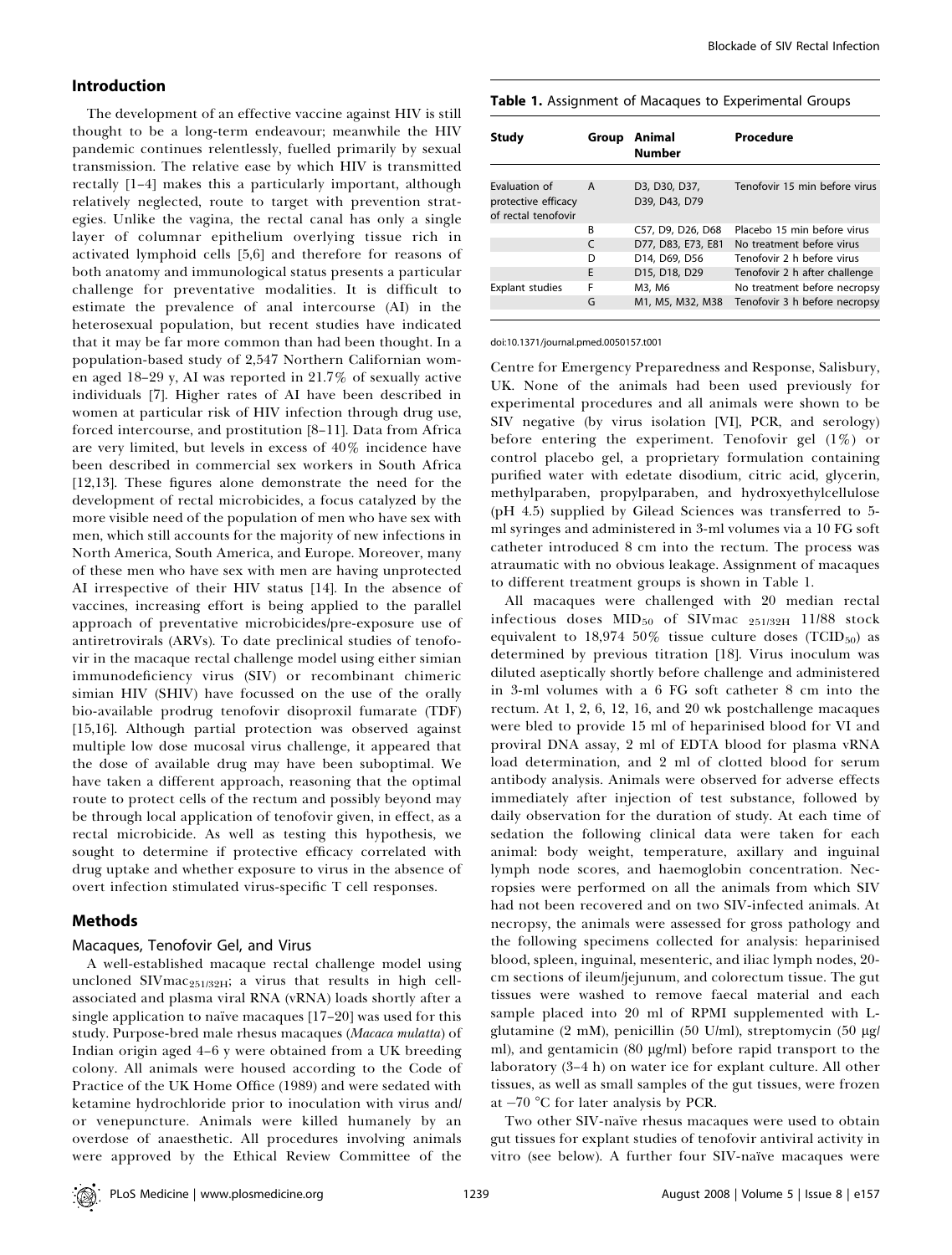## Introduction

The development of an effective vaccine against HIV is still thought to be a long-term endeavour; meanwhile the HIV pandemic continues relentlessly, fuelled primarily by sexual transmission. The relative ease by which HIV is transmitted rectally [1–4] makes this a particularly important, although relatively neglected, route to target with prevention strategies. Unlike the vagina, the rectal canal has only a single layer of columnar epithelium overlying tissue rich in activated lymphoid cells [5,6] and therefore for reasons of both anatomy and immunological status presents a particular challenge for preventative modalities. It is difficult to estimate the prevalence of anal intercourse (AI) in the heterosexual population, but recent studies have indicated that it may be far more common than had been thought. In a population-based study of 2,547 Northern Californian women aged 18–29 y, AI was reported in 21.7% of sexually active individuals [7]. Higher rates of AI have been described in women at particular risk of HIV infection through drug use, forced intercourse, and prostitution [8–11]. Data from Africa are very limited, but levels in excess of 40% incidence have been described in commercial sex workers in South Africa [12,13]. These figures alone demonstrate the need for the development of rectal microbicides, a focus catalyzed by the more visible need of the population of men who have sex with men, which still accounts for the majority of new infections in North America, South America, and Europe. Moreover, many of these men who have sex with men are having unprotected AI irrespective of their HIV status [14]. In the absence of vaccines, increasing effort is being applied to the parallel approach of preventative microbicides/pre-exposure use of antiretrovirals (ARVs). To date preclinical studies of tenofovir in the macaque rectal challenge model using either simian immunodeficiency virus (SIV) or recombinant chimeric simian HIV (SHIV) have focussed on the use of the orally bio-available prodrug tenofovir disoproxil fumarate (TDF) [15,16]. Although partial protection was observed against multiple low dose mucosal virus challenge, it appeared that the dose of available drug may have been suboptimal. We have taken a different approach, reasoning that the optimal route to protect cells of the rectum and possibly beyond may be through local application of tenofovir given, in effect, as a rectal microbicide. As well as testing this hypothesis, we sought to determine if protective efficacy correlated with drug uptake and whether exposure to virus in the absence of overt infection stimulated virus-specific T cell responses.

## Methods

### Macaques, Tenofovir Gel, and Virus

A well-established macaque rectal challenge model using uncloned $SIVmac_{251/32H}$; a virus that results in high cell-associated and plasma viral RNA (vRNA) loads shortly after a single application to naïve macaques [17–20] was used for this study. Purpose-bred male rhesus macaques (*Macaca mulatta*) of Indian origin aged 4–6 y were obtained from a UK breeding colony. All animals were housed according to the Code of Practice of the UK Home Office (1989) and were sedated with ketamine hydrochloride prior to inoculation with virus and/or venepuncture. Animals were killed humanely by an overdose of anaesthetic. All procedures involving animals were approved by the Ethical Review Committee of the Centre for Emergency Preparedness and Response, Salisbury, UK. None of the animals had been used previously for experimental procedures and all animals were shown to be SIV negative (by virus isolation [VI], PCR, and serology) before entering the experiment. Tenofovir gel (1%) or control placebo gel, a proprietary formulation containing purified water with edetate disodium, citric acid, glycerin, methylparaben, propylparaben, and hydroxyethylcellulose (pH 4.5) supplied by Gilead Sciences was transferred to 5-ml syringes and administered in 3-ml volumes via a 10 FG soft catheter introduced 8 cm into the rectum. The process was atraumatic with no obvious leakage. Assignment of macaques to different treatment groups is shown in Table 1.

**Table 1.** Assignment of Macaques to Experimental Groups

| Study | Group | Animal Number | Procedure |
|---|---|---|---|
| Evaluation of protective efficacy of rectal tenofovir | A | D3, D30, D37, D39, D43, D79 | Tenofovir 15 min before virus |
| | B | C57, D9, D26, D68 | Placebo 15 min before virus |
| | C | D77, D83, E73, E81 | No treatment before virus |
| | D | D14, D69, D56 | Tenofovir 2 h before virus |
| | E | D15, D18, D29 | Tenofovir 2 h after challenge |
| Explant studies | F | M3, M6 | No treatment before necropsy |
| | G | M1, M5, M32, M38 | Tenofovir 3 h before necropsy |

doi:10.1371/journal.pmed.0050157.t001

All macaques were challenged with 20 median rectal infectious doses $MID_{50}$ of $SIVmac_{251/32H}$ 11/88 stock equivalent to 18,974 50% tissue culture doses ($TCID_{50}$) as determined by previous titration [18]. Virus inoculum was diluted aseptically shortly before challenge and administered in 3-ml volumes with a 6 FG soft catheter 8 cm into the rectum. At 1, 2, 6, 12, 16, and 20 wk postchallenge macaques were bled to provide 15 ml of heparinised blood for VI and proviral DNA assay, 2 ml of EDTA blood for plasma vRNA load determination, and 2 ml of clotted blood for serum antibody analysis. Animals were observed for adverse effects immediately after injection of test substance, followed by daily observation for the duration of study. At each time of sedation the following clinical data were taken for each animal: body weight, temperature, axillary and inguinal lymph node scores, and haemoglobin concentration. Necropsies were performed on all the animals from which SIV had not been recovered and on two SIV-infected animals. At necropsy, the animals were assessed for gross pathology and the following specimens collected for analysis: heparinised blood, spleen, inguinal, mesenteric, and iliac lymph nodes, 20-cm sections of ileum/jejunum, and colorectum tissue. The gut tissues were washed to remove faecal material and each sample placed into 20 ml of RPMI supplemented with L-glutamine (2 mM), penicillin (50 U/ml), streptomycin (50 μg/ml), and gentamicin (80 μg/ml) before rapid transport to the laboratory (3–4 h) on water ice for explant culture. All other tissues, as well as small samples of the gut tissues, were frozen at −70 °C for later analysis by PCR.

Two other SIV-naïve rhesus macaques were used to obtain gut tissues for explant studies of tenofovir antiviral activity in vitro (see below). A further four SIV-naïve macaques were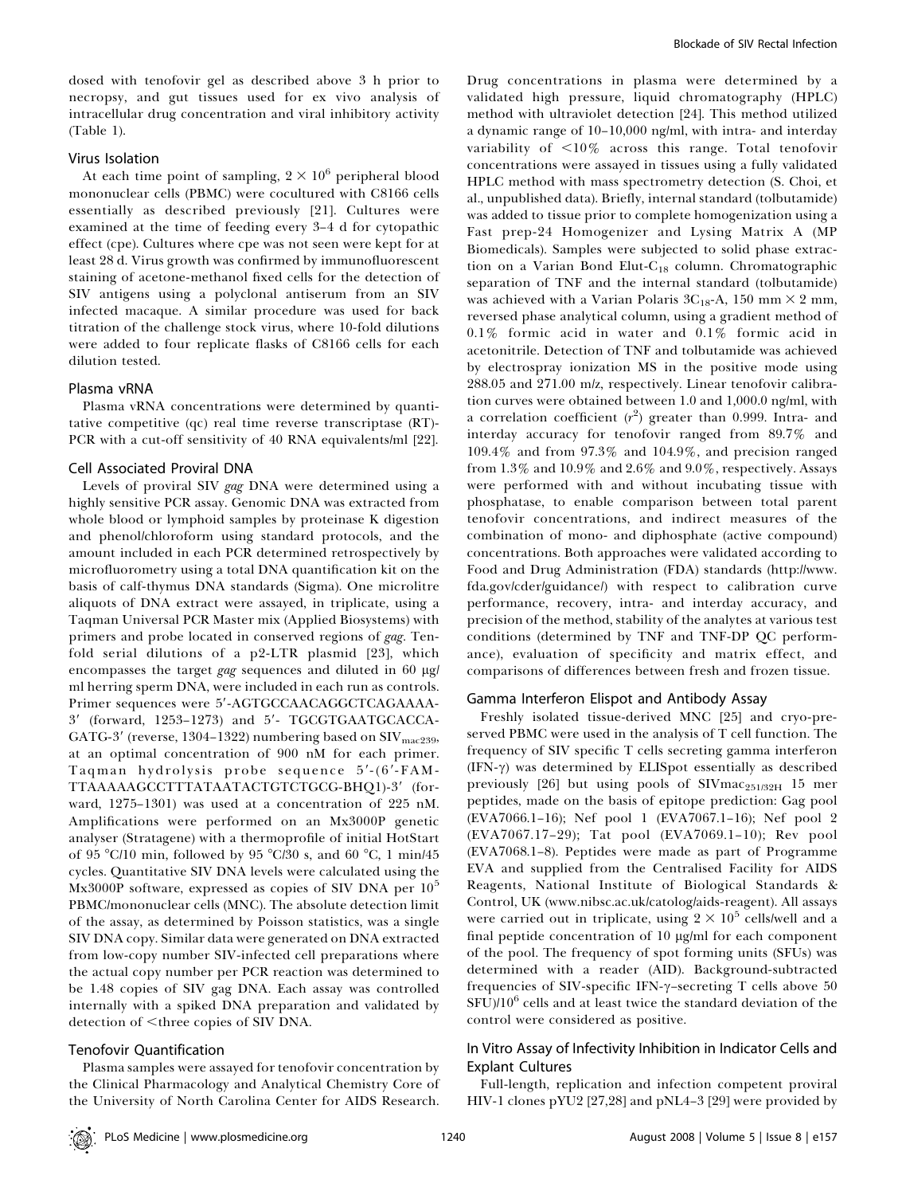dosed with tenofovir gel as described above 3 h prior to necropsy, and gut tissues used for ex vivo analysis of intracellular drug concentration and viral inhibitory activity (Table 1).

### Virus Isolation

At each time point of sampling, $2 \times 10^6$ peripheral blood mononuclear cells (PBMC) were cocultured with C8166 cells essentially as described previously [21]. Cultures were examined at the time of feeding every 3–4 d for cytopathic effect (cpe). Cultures where cpe was not seen were kept for at least 28 d. Virus growth was confirmed by immunofluorescent staining of acetone-methanol fixed cells for the detection of SIV antigens using a polyclonal antiserum from an SIV infected macaque. A similar procedure was used for back titration of the challenge stock virus, where 10-fold dilutions were added to four replicate flasks of C8166 cells for each dilution tested.

### Plasma vRNA

Plasma vRNA concentrations were determined by quantitative competitive (qc) real time reverse transcriptase (RT)-PCR with a cut-off sensitivity of 40 RNA equivalents/ml [22].

### Cell Associated Proviral DNA

Levels of proviral SIV *gag* DNA were determined using a highly sensitive PCR assay. Genomic DNA was extracted from whole blood or lymphoid samples by proteinase K digestion and phenol/chloroform using standard protocols, and the amount included in each PCR determined retrospectively by microfluorometry using a total DNA quantification kit on the basis of calf-thymus DNA standards (Sigma). One microlitre aliquots of DNA extract were assayed, in triplicate, using a Taqman Universal PCR Master mix (Applied Biosystems) with primers and probe located in conserved regions of *gag*. Ten-fold serial dilutions of a p2-LTR plasmid [23], which encompasses the target *gag* sequences and diluted in 60 μg/ml herring sperm DNA, were included in each run as controls. Primer sequences were 5′-AGTGCCAACAGGCTCAGAAAA-3′ (forward, 1253–1273) and 5′- TGCGTGAATGCACCA-GATG-3′ (reverse, 1304–1322) numbering based on $SIV_{mac239}$, at an optimal concentration of 900 nM for each primer. Taqman hydrolysis probe sequence 5′-(6′-FAM-TTAAAAAGCCTTTATAATACTGTCTGCG-BHQ1)-3′ (forward, 1275–1301) was used at a concentration of 225 nM. Amplifications were performed on an Mx3000P genetic analyser (Stratagene) with a thermoprofile of initial HotStart of 95 °C/10 min, followed by 95 °C/30 s, and 60 °C, 1 min/45 cycles. Quantitative SIV DNA levels were calculated using the Mx3000P software, expressed as copies of SIV DNA per $10^5$ PBMC/mononuclear cells (MNC). The absolute detection limit of the assay, as determined by Poisson statistics, was a single SIV DNA copy. Similar data were generated on DNA extracted from low-copy number SIV-infected cell preparations where the actual copy number per PCR reaction was determined to be 1.48 copies of SIV gag DNA. Each assay was controlled internally with a spiked DNA preparation and validated by detection of <three copies of SIV DNA.

### Tenofovir Quantification

Plasma samples were assayed for tenofovir concentration by the Clinical Pharmacology and Analytical Chemistry Core of the University of North Carolina Center for AIDS Research. Drug concentrations in plasma were determined by a validated high pressure, liquid chromatography (HPLC) method with ultraviolet detection [24]. This method utilized a dynamic range of 10–10,000 ng/ml, with intra- and interday variability of <10% across this range. Total tenofovir concentrations were assayed in tissues using a fully validated HPLC method with mass spectrometry detection (S. Choi, et al., unpublished data). Briefly, internal standard (tolbutamide) was added to tissue prior to complete homogenization using a Fast prep-24 Homogenizer and Lysing Matrix A (MP Biomedicals). Samples were subjected to solid phase extraction on a Varian Bond Elut-$C_{18}$ column. Chromatographic separation of TNF and the internal standard (tolbutamide) was achieved with a Varian Polaris $3C_{18}$-A, 150 mm × 2 mm, reversed phase analytical column, using a gradient method of 0.1% formic acid in water and 0.1% formic acid in acetonitrile. Detection of TNF and tolbutamide was achieved by electrospray ionization MS in the positive mode using 288.05 and 271.00 m/z, respectively. Linear tenofovir calibration curves were obtained between 1.0 and 1,000.0 ng/ml, with a correlation coefficient ($r^2$) greater than 0.999. Intra- and interday accuracy for tenofovir ranged from 89.7% and 109.4% and from 97.3% and 104.9%, and precision ranged from 1.3% and 10.9% and 2.6% and 9.0%, respectively. Assays were performed with and without incubating tissue with phosphatase, to enable comparison between total parent tenofovir concentrations, and indirect measures of the combination of mono- and diphosphate (active compound) concentrations. Both approaches were validated according to Food and Drug Administration (FDA) standards (http://www.fda.gov/cder/guidance/) with respect to calibration curve performance, recovery, intra- and interday accuracy, and precision of the method, stability of the analytes at various test conditions (determined by TNF and TNF-DP QC performance), evaluation of specificity and matrix effect, and comparisons of differences between fresh and frozen tissue.

### Gamma Interferon Elispot and Antibody Assay

Freshly isolated tissue-derived MNC [25] and cryo-preserved PBMC were used in the analysis of T cell function. The frequency of SIV specific T cells secreting gamma interferon (IFN-γ) was determined by ELISpot essentially as described previously [26] but using pools of $SIVmac_{251/32H}$ 15 mer peptides, made on the basis of epitope prediction: Gag pool (EVA7066.1–16); Nef pool 1 (EVA7067.1–16); Nef pool 2 (EVA7067.17–29); Tat pool (EVA7069.1–10); Rev pool (EVA7068.1–8). Peptides were made as part of Programme EVA and supplied from the Centralised Facility for AIDS Reagents, National Institute of Biological Standards & Control, UK (www.nibsc.ac.uk/catolog/aids-reagent). All assays were carried out in triplicate, using $2 \times 10^5$ cells/well and a final peptide concentration of 10 μg/ml for each component of the pool. The frequency of spot forming units (SFUs) was determined with a reader (AID). Background-subtracted frequencies of SIV-specific IFN-γ–secreting T cells above 50 SFU)/$10^6$ cells and at least twice the standard deviation of the control were considered as positive.

### In Vitro Assay of Infectivity Inhibition in Indicator Cells and Explant Cultures

Full-length, replication and infection competent proviral HIV-1 clones pYU2 [27,28] and pNL4–3 [29] were provided by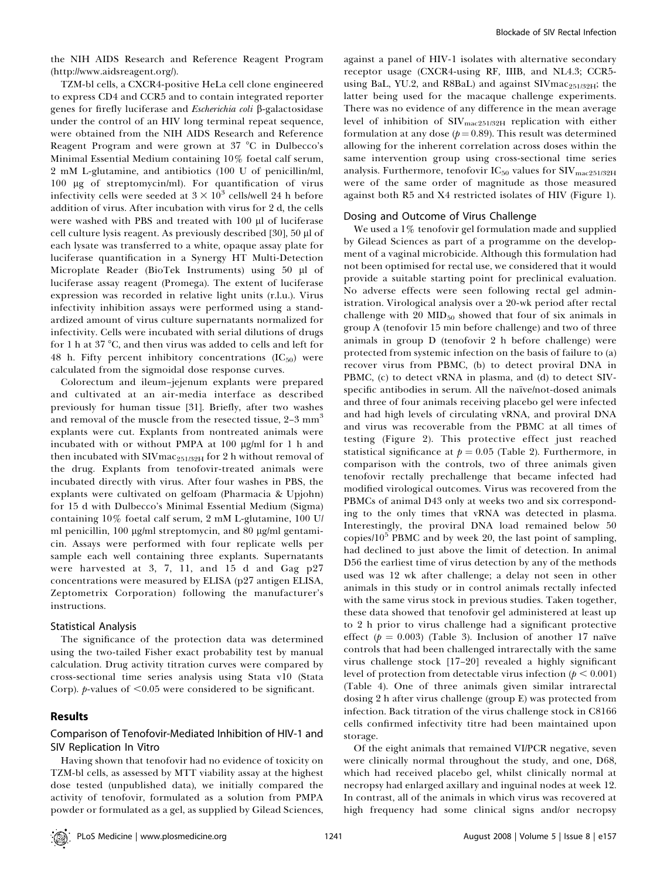the NIH AIDS Research and Reference Reagent Program (http://www.aidsreagent.org/).

TZM-bl cells, a CXCR4-positive HeLa cell clone engineered to express CD4 and CCR5 and to contain integrated reporter genes for firefly luciferase and *Escherichia coli* β-galactosidase under the control of an HIV long terminal repeat sequence, were obtained from the NIH AIDS Research and Reference Reagent Program and were grown at 37 °C in Dulbecco's Minimal Essential Medium containing 10% foetal calf serum, 2 mM L-glutamine, and antibiotics (100 U of penicillin/ml, 100 μg of streptomycin/ml). For quantification of virus infectivity cells were seeded at $3 \times 10^3$ cells/well 24 h before addition of virus. After incubation with virus for 2 d, the cells were washed with PBS and treated with 100 μl of luciferase cell culture lysis reagent. As previously described [30], 50 μl of each lysate was transferred to a white, opaque assay plate for luciferase quantification in a Synergy HT Multi-Detection Microplate Reader (BioTek Instruments) using 50 μl of luciferase assay reagent (Promega). The extent of luciferase expression was recorded in relative light units (r.l.u.). Virus infectivity inhibition assays were performed using a standardized amount of virus culture supernatants normalized for infectivity. Cells were incubated with serial dilutions of drugs for 1 h at 37 °C, and then virus was added to cells and left for 48 h. Fifty percent inhibitory concentrations ($IC_{50}$) were calculated from the sigmoidal dose response curves.

Colorectum and ileum–jejenum explants were prepared and cultivated at an air-media interface as described previously for human tissue [31]. Briefly, after two washes and removal of the muscle from the resected tissue, 2–3 $mm^3$ explants were cut. Explants from nontreated animals were incubated with or without PMPA at 100 μg/ml for 1 h and then incubated with $SIVmac_{251/32H}$ for 2 h without removal of the drug. Explants from tenofovir-treated animals were incubated directly with virus. After four washes in PBS, the explants were cultivated on gelfoam (Pharmacia & Upjohn) for 15 d with Dulbecco's Minimal Essential Medium (Sigma) containing 10% foetal calf serum, 2 mM L-glutamine, 100 U/ml penicillin, 100 μg/ml streptomycin, and 80 μg/ml gentamicin. Assays were performed with four replicate wells per sample each well containing three explants. Supernatants were harvested at 3, 7, 11, and 15 d and Gag p27 concentrations were measured by ELISA (p27 antigen ELISA, Zeptometrix Corporation) following the manufacturer's instructions.

### Statistical Analysis

The significance of the protection data was determined using the two-tailed Fisher exact probability test by manual calculation. Drug activity titration curves were compared by cross-sectional time series analysis using Stata v10 (Stata Corp). *p*-values of $<0.05$ were considered to be significant.

## Results

### Comparison of Tenofovir-Mediated Inhibition of HIV-1 and SIV Replication In Vitro

Having shown that tenofovir had no evidence of toxicity on TZM-bl cells, as assessed by MTT viability assay at the highest dose tested (unpublished data), we initially compared the activity of tenofovir, formulated as a solution from PMPA powder or formulated as a gel, as supplied by Gilead Sciences, against a panel of HIV-1 isolates with alternative secondary receptor usage (CXCR4-using RF, IIIB, and NL4.3; CCR5-using BaL, YU.2, and R8BaL) and against $SIVmac_{251/32H}$; the latter being used for the macaque challenge experiments. There was no evidence of any difference in the mean average level of inhibition of $SIV_{mac251/32H}$ replication with either formulation at any dose ($p = 0.89$). This result was determined allowing for the inherent correlation across doses within the same intervention group using cross-sectional time series analysis. Furthermore, tenofovir $IC_{50}$ values for $SIV_{mac251/32H}$ were of the same order of magnitude as those measured against both R5 and X4 restricted isolates of HIV (Figure 1).

### Dosing and Outcome of Virus Challenge

We used a 1% tenofovir gel formulation made and supplied by Gilead Sciences as part of a programme on the development of a vaginal microbicide. Although this formulation had not been optimised for rectal use, we considered that it would provide a suitable starting point for preclinical evaluation. No adverse effects were seen following rectal gel administration. Virological analysis over a 20-wk period after rectal challenge with 20 $MID_{50}$ showed that four of six animals in group A (tenofovir 15 min before challenge) and two of three animals in group D (tenofovir 2 h before challenge) were protected from systemic infection on the basis of failure to (a) recover virus from PBMC, (b) to detect proviral DNA in PBMC, (c) to detect vRNA in plasma, and (d) to detect SIV-specific antibodies in serum. All the naïve/not-dosed animals and three of four animals receiving placebo gel were infected and had high levels of circulating vRNA, and proviral DNA and virus was recoverable from the PBMC at all times of testing (Figure 2). This protective effect just reached statistical significance at $p = 0.05$ (Table 2). Furthermore, in comparison with the controls, two of three animals given tenofovir rectally prechallenge that became infected had modified virological outcomes. Virus was recovered from the PBMCs of animal D43 only at weeks two and six corresponding to the only times that vRNA was detected in plasma. Interestingly, the proviral DNA load remained below 50 copies/$10^5$ PBMC and by week 20, the last point of sampling, had declined to just above the limit of detection. In animal D56 the earliest time of virus detection by any of the methods used was 12 wk after challenge; a delay not seen in other animals in this study or in control animals rectally infected with the same virus stock in previous studies. Taken together, these data showed that tenofovir gel administered at least up to 2 h prior to virus challenge had a significant protective effect ($p = 0.003$) (Table 3). Inclusion of another 17 naïve controls that had been challenged intrarectally with the same virus challenge stock [17–20] revealed a highly significant level of protection from detectable virus infection ($p < 0.001$) (Table 4). One of three animals given similar intrarectal dosing 2 h after virus challenge (group E) was protected from infection. Back titration of the virus challenge stock in C8166 cells confirmed infectivity titre had been maintained upon storage.

Of the eight animals that remained VI/PCR negative, seven were clinically normal throughout the study, and one, D68, which had received placebo gel, whilst clinically normal at necropsy had enlarged axillary and inguinal nodes at week 12. In contrast, all of the animals in which virus was recovered at high frequency had some clinical signs and/or necropsy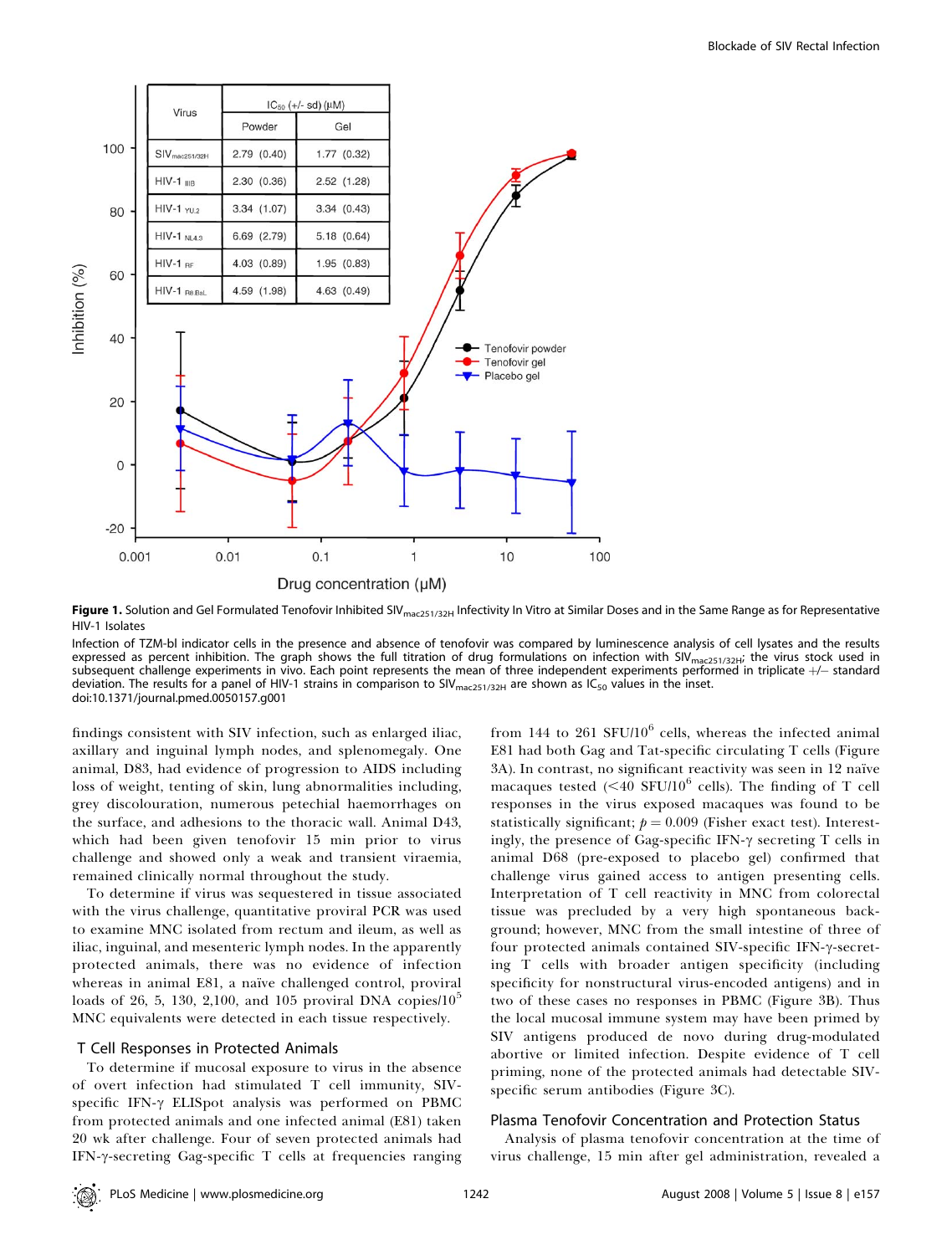| Virus | $IC_{50}$ (+/- sd) (μM) | |
|---|---|---|
| | Powder | Gel |
| $SIV_{mac251/32H}$ | 2.79 (0.40) | 1.77 (0.32) |
| HIV-1 $_{IIIB}$ | 2.30 (0.36) | 2.52 (1.28) |
| HIV-1 $_{YU2}$ | 3.34 (1.07) | 3.34 (0.43) |
| HIV-1 $_{NL4.3}$ | 6.69 (2.79) | 5.18 (0.64) |
| HIV-1 $_{RF}$ | 4.03 (0.89) | 1.95 (0.83) |
| HIV-1 $_{R8 BaL}$ | 4.59 (1.98) | 4.63 (0.49) |

**Figure 1.** Solution and Gel Formulated Tenofovir Inhibited $SIV_{mac251/32H}$ Infectivity In Vitro at Similar Doses and in the Same Range as for Representative HIV-1 Isolates

Infection of TZM-bl indicator cells in the presence and absence of tenofovir was compared by luminescence analysis of cell lysates and the results expressed as percent inhibition. The graph shows the full titration of drug formulations on infection with $SIV_{mac251/32H}$; the virus stock used in subsequent challenge experiments in vivo. Each point represents the mean of three independent experiments performed in triplicate +/− standard deviation. The results for a panel of HIV-1 strains in comparison to $SIV_{mac251/32H}$ are shown as $IC_{50}$ values in the inset.

doi:10.1371/journal.pmed.0050157.g001

findings consistent with SIV infection, such as enlarged iliac, axillary and inguinal lymph nodes, and splenomegaly. One animal, D83, had evidence of progression to AIDS including loss of weight, tenting of skin, lung abnormalities including, grey discolouration, numerous petechial haemorrhages on the surface, and adhesions to the thoracic wall. Animal D43, which had been given tenofovir 15 min prior to virus challenge and showed only a weak and transient viraemia, remained clinically normal throughout the study.

To determine if virus was sequestered in tissue associated with the virus challenge, quantitative proviral PCR was used to examine MNC isolated from rectum and ileum, as well as iliac, inguinal, and mesenteric lymph nodes. In the apparently protected animals, there was no evidence of infection whereas in animal E81, a naïve challenged control, proviral loads of 26, 5, 130, 2,100, and 105 proviral DNA copies/$10^5$ MNC equivalents were detected in each tissue respectively.

## T Cell Responses in Protected Animals

To determine if mucosal exposure to virus in the absence of overt infection had stimulated T cell immunity, SIV-specific IFN-γ ELISpot analysis was performed on PBMC from protected animals and one infected animal (E81) taken 20 wk after challenge. Four of seven protected animals had IFN-γ-secreting Gag-specific T cells at frequencies ranging from 144 to 261 SFU/$10^6$ cells, whereas the infected animal E81 had both Gag and Tat-specific circulating T cells (Figure 3A). In contrast, no significant reactivity was seen in 12 naïve macaques tested (<40 SFU/$10^6$ cells). The finding of T cell responses in the virus exposed macaques was found to be statistically significant; $p = 0.009$ (Fisher exact test). Interestingly, the presence of Gag-specific IFN-γ secreting T cells in animal D68 (pre-exposed to placebo gel) confirmed that challenge virus gained access to antigen presenting cells. Interpretation of T cell reactivity in MNC from colorectal tissue was precluded by a very high spontaneous background; however, MNC from the small intestine of three of four protected animals contained SIV-specific IFN-γ-secreting T cells with broader antigen specificity (including specificity for nonstructural virus-encoded antigens) and in two of these cases no responses in PBMC (Figure 3B). Thus the local mucosal immune system may have been primed by SIV antigens produced de novo during drug-modulated abortive or limited infection. Despite evidence of T cell priming, none of the protected animals had detectable SIV-specific serum antibodies (Figure 3C).

## Plasma Tenofovir Concentration and Protection Status

Analysis of plasma tenofovir concentration at the time of virus challenge, 15 min after gel administration, revealed a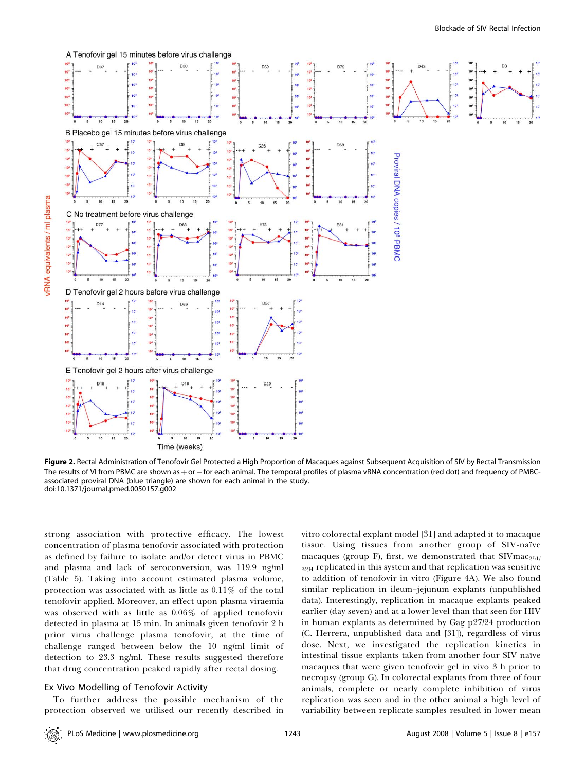**Figure 2.** Rectal Administration of Tenofovir Gel Protected a High Proportion of Macaques against Subsequent Acquisition of SIV by Rectal Transmission

The results of VI from PBMC are shown as + or − for each animal. The temporal profiles of plasma vRNA concentration (red dot) and frequency of PMBC-associated proviral DNA (blue triangle) are shown for each animal in the study.

doi:10.1371/journal.pmed.0050157.g002

strong association with protective efficacy. The lowest concentration of plasma tenofovir associated with protection as defined by failure to isolate and/or detect virus in PBMC and plasma and lack of seroconversion, was 119.9 ng/ml (Table 5). Taking into account estimated plasma volume, protection was associated with as little as 0.11% of the total tenofovir applied. Moreover, an effect upon plasma viraemia was observed with as little as 0.06% of applied tenofovir detected in plasma at 15 min. In animals given tenofovir 2 h prior virus challenge plasma tenofovir, at the time of challenge ranged between below the 10 ng/ml limit of detection to 23.3 ng/ml. These results suggested therefore that drug concentration peaked rapidly after rectal dosing.

## Ex Vivo Modelling of Tenofovir Activity

To further address the possible mechanism of the protection observed we utilised our recently described in vitro colorectal explant model [31] and adapted it to macaque tissue. Using tissues from another group of SIV-naïve macaques (group F), first, we demonstrated that $SIVmac_{251/32H}$ replicated in this system and that replication was sensitive to addition of tenofovir in vitro (Figure 4A). We also found similar replication in ileum–jejunum explants (unpublished data). Interestingly, replication in macaque explants peaked earlier (day seven) and at a lower level than that seen for HIV in human explants as determined by Gag p27/24 production (C. Herrera, unpublished data and [31]), regardless of virus dose. Next, we investigated the replication kinetics in intestinal tissue explants taken from another four SIV naïve macaques that were given tenofovir gel in vivo 3 h prior to necropsy (group G). In colorectal explants from three of four animals, complete or nearly complete inhibition of virus replication was seen and in the other animal a high level of variability between replicate samples resulted in lower mean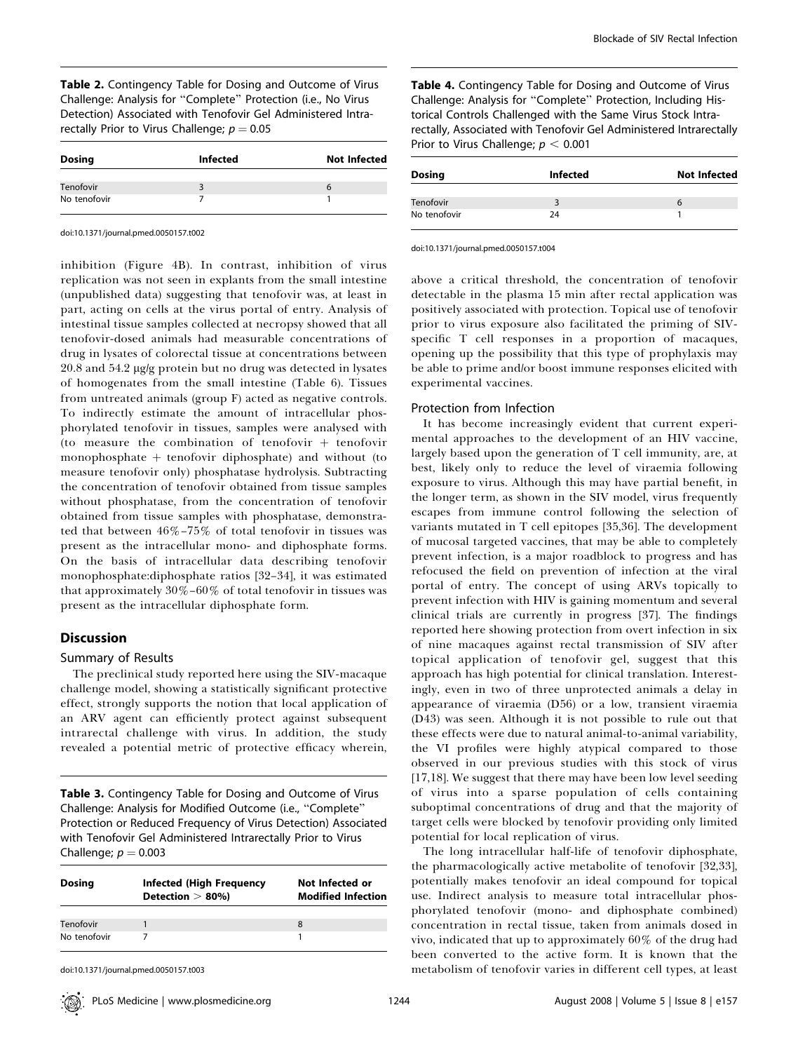**Table 2.** Contingency Table for Dosing and Outcome of Virus Challenge: Analysis for "Complete" Protection (i.e., No Virus Detection) Associated with Tenofovir Gel Administered Intrarectally Prior to Virus Challenge; $p = 0.05$

| Dosing | Infected | Not Infected |
|---|---|---|
| Tenofovir | 3 | 6 |
| No tenofovir | 7 | 1 |

doi:10.1371/journal.pmed.0050157.t002

**Table 3.** Contingency Table for Dosing and Outcome of Virus Challenge: Analysis for Modified Outcome (i.e., "Complete" Protection or Reduced Frequency of Virus Detection) Associated with Tenofovir Gel Administered Intrarectally Prior to Virus Challenge; $p = 0.003$

| Dosing | Infected (High Frequency Detection > 80%) | Not Infected or Modified Infection |
|---|---|---|
| Tenofovir | 1 | 8 |
| No tenofovir | 7 | 1 |

doi:10.1371/journal.pmed.0050157.t003

**Table 4.** Contingency Table for Dosing and Outcome of Virus Challenge: Analysis for "Complete" Protection, Including Historical Controls Challenged with the Same Virus Stock Intrarectally, Associated with Tenofovir Gel Administered Intrarectally Prior to Virus Challenge; $p < 0.001$

| Dosing | Infected | Not Infected |
|---|---|---|
| Tenofovir | 3 | 6 |
| No tenofovir | 24 | 1 |

doi:10.1371/journal.pmed.0050157.t004

inhibition (Figure 4B). In contrast, inhibition of virus replication was not seen in explants from the small intestine (unpublished data) suggesting that tenofovir was, at least in part, acting on cells at the virus portal of entry. Analysis of intestinal tissue samples collected at necropsy showed that all tenofovir-dosed animals had measurable concentrations of drug in lysates of colorectal tissue at concentrations between 20.8 and 54.2 μg/g protein but no drug was detected in lysates of homogenates from the small intestine (Table 6). Tissues from untreated animals (group F) acted as negative controls. To indirectly estimate the amount of intracellular phosphorylated tenofovir in tissues, samples were analysed with (to measure the combination of tenofovir + tenofovir monophosphate + tenofovir diphosphate) and without (to measure tenofovir only) phosphatase hydrolysis. Subtracting the concentration of tenofovir obtained from tissue samples without phosphatase, from the concentration of tenofovir obtained from tissue samples with phosphatase, demonstrated that between 46%–75% of total tenofovir in tissues was present as the intracellular mono- and diphosphate forms. On the basis of intracellular data describing tenofovir monophosphate:diphosphate ratios [32–34], it was estimated that approximately 30%–60% of total tenofovir in tissues was present as the intracellular diphosphate form.

## Discussion

### Summary of Results

The preclinical study reported here using the SIV-macaque challenge model, showing a statistically significant protective effect, strongly supports the notion that local application of an ARV agent can efficiently protect against subsequent intrarectal challenge with virus. In addition, the study revealed a potential metric of protective efficacy wherein, above a critical threshold, the concentration of tenofovir detectable in the plasma 15 min after rectal application was positively associated with protection. Topical use of tenofovir prior to virus exposure also facilitated the priming of SIV-specific T cell responses in a proportion of macaques, opening up the possibility that this type of prophylaxis may be able to prime and/or boost immune responses elicited with experimental vaccines.

### Protection from Infection

It has become increasingly evident that current experimental approaches to the development of an HIV vaccine, largely based upon the generation of T cell immunity, are, at best, likely only to reduce the level of viraemia following exposure to virus. Although this may have partial benefit, in the longer term, as shown in the SIV model, virus frequently escapes from immune control following the selection of variants mutated in T cell epitopes [35,36]. The development of mucosal targeted vaccines, that may be able to completely prevent infection, is a major roadblock to progress and has refocused the field on prevention of infection at the viral portal of entry. The concept of using ARVs topically to prevent infection with HIV is gaining momentum and several clinical trials are currently in progress [37]. The findings reported here showing protection from overt infection in six of nine macaques against rectal transmission of SIV after topical application of tenofovir gel, suggest that this approach has high potential for clinical translation. Interestingly, even in two of three unprotected animals a delay in appearance of viraemia (D56) or a low, transient viraemia (D43) was seen. Although it is not possible to rule out that these effects were due to natural animal-to-animal variability, the VI profiles were highly atypical compared to those observed in our previous studies with this stock of virus [17,18]. We suggest that there may have been low level seeding of virus into a sparse population of cells containing suboptimal concentrations of drug and that the majority of target cells were blocked by tenofovir providing only limited potential for local replication of virus.

The long intracellular half-life of tenofovir diphosphate, the pharmacologically active metabolite of tenofovir [32,33], potentially makes tenofovir an ideal compound for topical use. Indirect analysis to measure total intracellular phosphorylated tenofovir (mono- and diphosphate combined) concentration in rectal tissue, taken from animals dosed in vivo, indicated that up to approximately 60% of the drug had been converted to the active form. It is known that the metabolism of tenofovir varies in different cell types, at least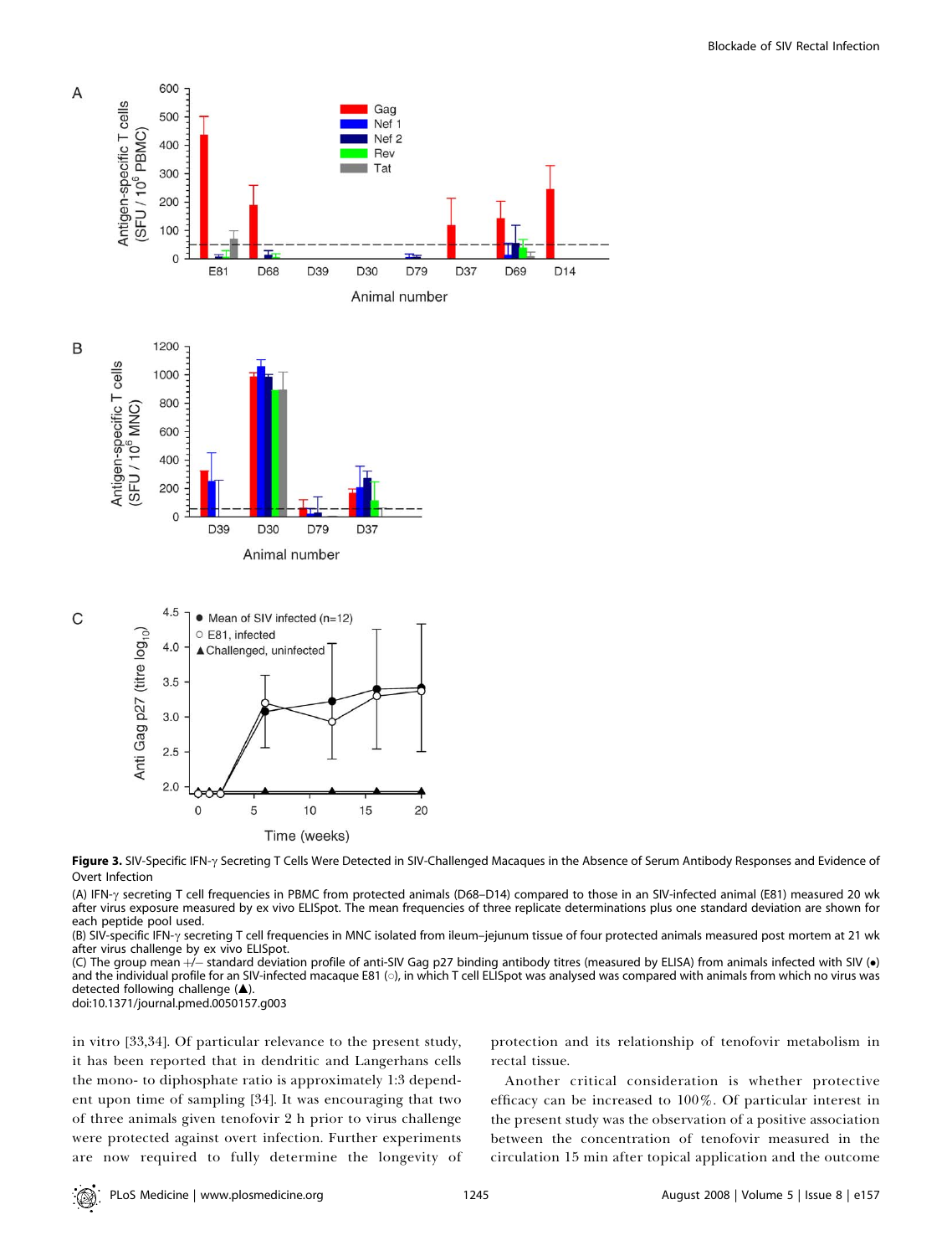**Figure 3.** SIV-Specific IFN-γ Secreting T Cells Were Detected in SIV-Challenged Macaques in the Absence of Serum Antibody Responses and Evidence of Overt Infection

(A) IFN-γ secreting T cell frequencies in PBMC from protected animals (D68–D14) compared to those in an SIV-infected animal (E81) measured 20 wk after virus exposure measured by ex vivo ELISpot. The mean frequencies of three replicate determinations plus one standard deviation are shown for each peptide pool used.

(B) SIV-specific IFN-γ secreting T cell frequencies in MNC isolated from ileum–jejunum tissue of four protected animals measured post mortem at 21 wk after virus challenge by ex vivo ELISpot.

(C) The group mean +/− standard deviation profile of anti-SIV Gag p27 binding antibody titres (measured by ELISA) from animals infected with SIV (•) and the individual profile for an SIV-infected macaque E81 (○), in which T cell ELISpot was analysed was compared with animals from which no virus was detected following challenge (▲).

doi:10.1371/journal.pmed.0050157.g003

in vitro [33,34]. Of particular relevance to the present study, it has been reported that in dendritic and Langerhans cells the mono- to diphosphate ratio is approximately 1:3 dependent upon time of sampling [34]. It was encouraging that two of three animals given tenofovir 2 h prior to virus challenge were protected against overt infection. Further experiments are now required to fully determine the longevity of protection and its relationship of tenofovir metabolism in rectal tissue.

Another critical consideration is whether protective efficacy can be increased to 100%. Of particular interest in the present study was the observation of a positive association between the concentration of tenofovir measured in the circulation 15 min after topical application and the outcome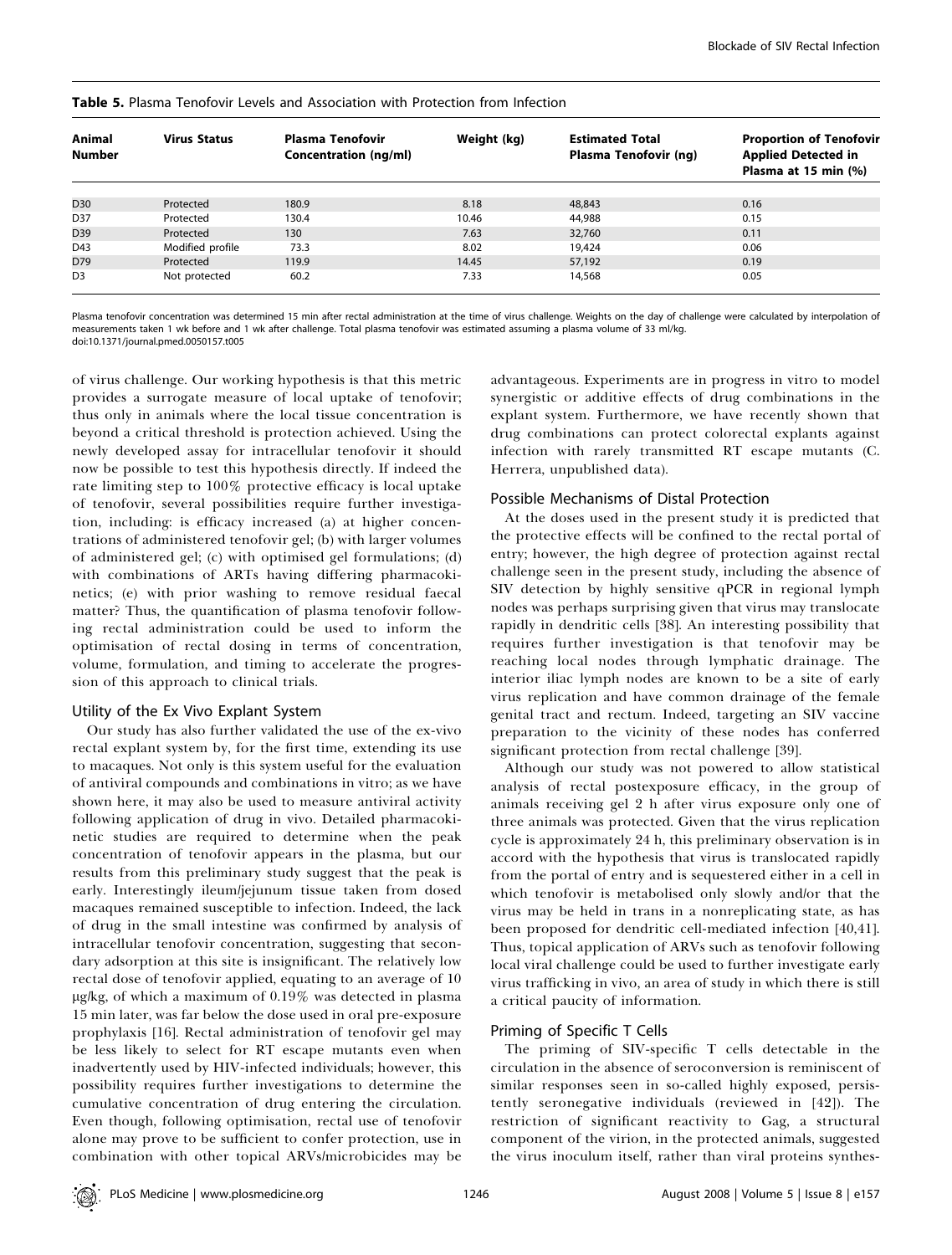**Table 5.** Plasma Tenofovir Levels and Association with Protection from Infection

| Animal Number | Virus Status | Plasma Tenofovir Concentration (ng/ml) | Weight (kg) | Estimated Total Plasma Tenofovir (ng) | Proportion of Tenofovir Applied Detected in Plasma at 15 min (%) |
|---|---|---|---|---|---|
| D30 | Protected | 180.9 | 8.18 | 48,843 | 0.16 |
| D37 | Protected | 130.4 | 10.46 | 44,988 | 0.15 |
| D39 | Protected | 130 | 7.63 | 32,760 | 0.11 |
| D43 | Modified profile | 73.3 | 8.02 | 19,424 | 0.06 |
| D79 | Protected | 119.9 | 14.45 | 57,192 | 0.19 |
| D3 | Not protected | 60.2 | 7.33 | 14,568 | 0.05 |

Plasma tenofovir concentration was determined 15 min after rectal administration at the time of virus challenge. Weights on the day of challenge were calculated by interpolation of measurements taken 1 wk before and 1 wk after challenge. Total plasma tenofovir was estimated assuming a plasma volume of 33 ml/kg.
doi:10.1371/journal.pmed.0050157.t005

of virus challenge. Our working hypothesis is that this metric provides a surrogate measure of local uptake of tenofovir; thus only in animals where the local tissue concentration is beyond a critical threshold is protection achieved. Using the newly developed assay for intracellular tenofovir it should now be possible to test this hypothesis directly. If indeed the rate limiting step to 100% protective efficacy is local uptake of tenofovir, several possibilities require further investigation, including: is efficacy increased (a) at higher concentrations of administered tenofovir gel; (b) with larger volumes of administered gel; (c) with optimised gel formulations; (d) with combinations of ARTs having differing pharmacokinetics; (e) with prior washing to remove residual faecal matter? Thus, the quantification of plasma tenofovir following rectal administration could be used to inform the optimisation of rectal dosing in terms of concentration, volume, formulation, and timing to accelerate the progression of this approach to clinical trials.

### Utility of the Ex Vivo Explant System

Our study has also further validated the use of the ex-vivo rectal explant system by, for the first time, extending its use to macaques. Not only is this system useful for the evaluation of antiviral compounds and combinations in vitro; as we have shown here, it may also be used to measure antiviral activity following application of drug in vivo. Detailed pharmacokinetic studies are required to determine when the peak concentration of tenofovir appears in the plasma, but our results from this preliminary study suggest that the peak is early. Interestingly ileum/jejunum tissue taken from dosed macaques remained susceptible to infection. Indeed, the lack of drug in the small intestine was confirmed by analysis of intracellular tenofovir concentration, suggesting that secondary adsorption at this site is insignificant. The relatively low rectal dose of tenofovir applied, equating to an average of 10 μg/kg, of which a maximum of 0.19% was detected in plasma 15 min later, was far below the dose used in oral pre-exposure prophylaxis [16]. Rectal administration of tenofovir gel may be less likely to select for RT escape mutants even when inadvertently used by HIV-infected individuals; however, this possibility requires further investigations to determine the cumulative concentration of drug entering the circulation. Even though, following optimisation, rectal use of tenofovir alone may prove to be sufficient to confer protection, use in combination with other topical ARVs/microbicides may be advantageous. Experiments are in progress in vitro to model synergistic or additive effects of drug combinations in the explant system. Furthermore, we have recently shown that drug combinations can protect colorectal explants against infection with rarely transmitted RT escape mutants (C. Herrera, unpublished data).

### Possible Mechanisms of Distal Protection

At the doses used in the present study it is predicted that the protective effects will be confined to the rectal portal of entry; however, the high degree of protection against rectal challenge seen in the present study, including the absence of SIV detection by highly sensitive qPCR in regional lymph nodes was perhaps surprising given that virus may translocate rapidly in dendritic cells [38]. An interesting possibility that requires further investigation is that tenofovir may be reaching local nodes through lymphatic drainage. The interior iliac lymph nodes are known to be a site of early virus replication and have common drainage of the female genital tract and rectum. Indeed, targeting an SIV vaccine preparation to the vicinity of these nodes has conferred significant protection from rectal challenge [39].

Although our study was not powered to allow statistical analysis of rectal postexposure efficacy, in the group of animals receiving gel 2 h after virus exposure only one of three animals was protected. Given that the virus replication cycle is approximately 24 h, this preliminary observation is in accord with the hypothesis that virus is translocated rapidly from the portal of entry and is sequestered either in a cell in which tenofovir is metabolised only slowly and/or that the virus may be held in trans in a nonreplicating state, as has been proposed for dendritic cell-mediated infection [40,41]. Thus, topical application of ARVs such as tenofovir following local viral challenge could be used to further investigate early virus trafficking in vivo, an area of study in which there is still a critical paucity of information.

### Priming of Specific T Cells

The priming of SIV-specific T cells detectable in the circulation in the absence of seroconversion is reminiscent of similar responses seen in so-called highly exposed, persistently seronegative individuals (reviewed in [42]). The restriction of significant reactivity to Gag, a structural component of the virion, in the protected animals, suggested the virus inoculum itself, rather than viral proteins synthes-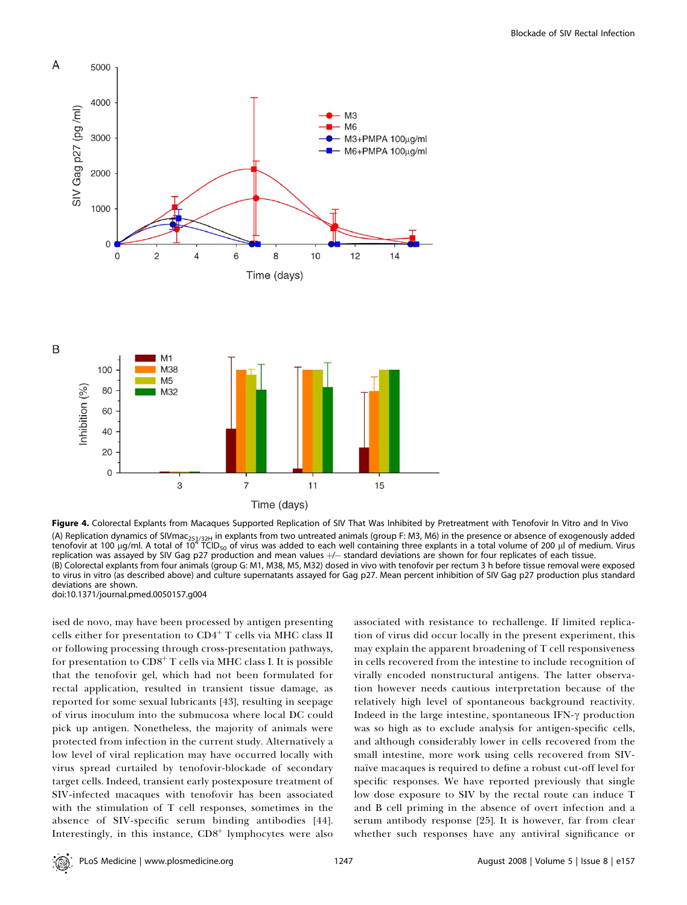**Figure 4.** Colorectal Explants from Macaques Supported Replication of SIV That Was Inhibited by Pretreatment with Tenofovir In Vitro and In Vivo

(A) Replication dynamics of SIVmac$_{251/32H}$ in explants from two untreated animals (group F: M3, M6) in the presence or absence of exogenously added tenofovir at 100 μg/ml. A total of $10^4$ TCID$_{50}$ of virus was added to each well containing three explants in a total volume of 200 μl of medium. Virus replication was assayed by SIV Gag p27 production and mean values +/− standard deviations are shown for four replicates of each tissue.

(B) Colorectal explants from four animals (group G: M1, M38, M5, M32) dosed in vivo with tenofovir per rectum 3 h before tissue removal were exposed to virus in vitro (as described above) and culture supernatants assayed for Gag p27. Mean percent inhibition of SIV Gag p27 production plus standard deviations are shown.

doi:10.1371/journal.pmed.0050157.g004

ised de novo, may have been processed by antigen presenting cells either for presentation to CD4$^+$ T cells via MHC class II or following processing through cross-presentation pathways, for presentation to CD8$^+$ T cells via MHC class I. It is possible that the tenofovir gel, which had not been formulated for rectal application, resulted in transient tissue damage, as reported for some sexual lubricants [43], resulting in seepage of virus inoculum into the submucosa where local DC could pick up antigen. Nonetheless, the majority of animals were protected from infection in the current study. Alternatively a low level of viral replication may have occurred locally with virus spread curtailed by tenofovir-blockade of secondary target cells. Indeed, transient early postexposure treatment of SIV-infected macaques with tenofovir has been associated with the stimulation of T cell responses, sometimes in the absence of SIV-specific serum binding antibodies [44]. Interestingly, in this instance, CD8$^+$ lymphocytes were also associated with resistance to rechallenge. If limited replication of virus did occur locally in the present experiment, this may explain the apparent broadening of T cell responsiveness in cells recovered from the intestine to include recognition of virally encoded nonstructural antigens. The latter observation however needs cautious interpretation because of the relatively high level of spontaneous background reactivity. Indeed in the large intestine, spontaneous IFN-γ production was so high as to exclude analysis for antigen-specific cells, and although considerably lower in cells recovered from the small intestine, more work using cells recovered from SIV-naïve macaques is required to define a robust cut-off level for specific responses. We have reported previously that single low dose exposure to SIV by the rectal route can induce T and B cell priming in the absence of overt infection and a serum antibody response [25]. It is however, far from clear whether such responses have any antiviral significance or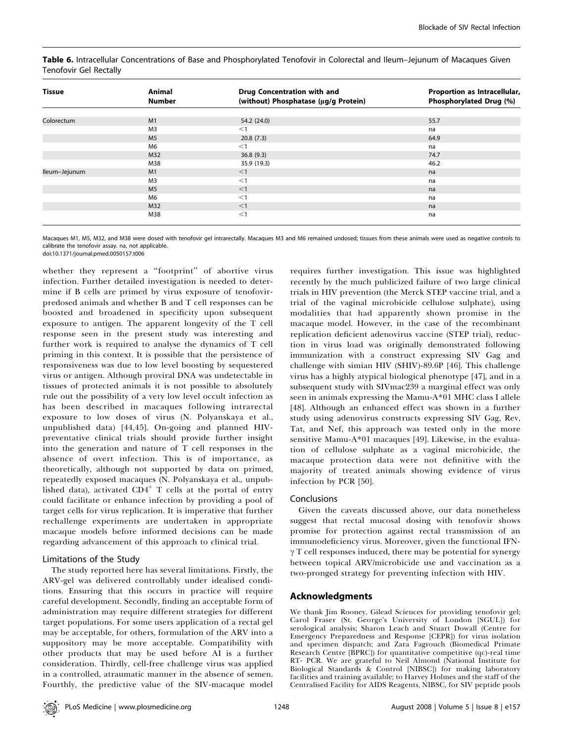**Table 6.** Intracellular Concentrations of Base and Phosphorylated Tenofovir in Colorectal and Ileum–Jejunum of Macaques Given Tenofovir Gel Rectally

| Tissue | Animal Number | Drug Concentration with and (without) Phosphatase (µg/g Protein) | Proportion as Intracellular, Phosphorylated Drug (%) |
|---|---|---|---|
| Colorectum | M1 | 54.2 (24.0) | 55.7 |
| | M3 | <1 | na |
| | M5 | 20.8 (7.3) | 64.9 |
| | M6 | <1 | na |
| | M32 | 36.8 (9.3) | 74.7 |
| | M38 | 35.9 (19.3) | 46.2 |
| Ileum–Jejunum | M1 | <1 | na |
| | M3 | <1 | na |
| | M5 | <1 | na |
| | M6 | <1 | na |
| | M32 | <1 | na |
| | M38 | <1 | na |

Macaques M1, M5, M32, and M38 were dosed with tenofovir gel intrarectally. Macaques M3 and M6 remained undosed; tissues from these animals were used as negative controls to calibrate the tenofovir assay. na, not applicable.

doi:10.1371/journal.pmed.0050157.t006

whether they represent a "footprint" of abortive virus infection. Further detailed investigation is needed to determine if B cells are primed by virus exposure of tenofovir-predosed animals and whether B and T cell responses can be boosted and broadened in specificity upon subsequent exposure to antigen. The apparent longevity of the T cell response seen in the present study was interesting and further work is required to analyse the dynamics of T cell priming in this context. It is possible that the persistence of responsiveness was due to low level boosting by sequestered virus or antigen. Although proviral DNA was undetectable in tissues of protected animals it is not possible to absolutely rule out the possibility of a very low level occult infection as has been described in macaques following intrarectal exposure to low doses of virus (N. Polyanskaya et al., unpublished data) [44,45]. On-going and planned HIV-preventative clinical trials should provide further insight into the generation and nature of T cell responses in the absence of overt infection. This is of importance, as theoretically, although not supported by data on primed, repeatedly exposed macaques (N. Polyanskaya et al., unpublished data), activated $CD4^+$ T cells at the portal of entry could facilitate or enhance infection by providing a pool of target cells for virus replication. It is imperative that further rechallenge experiments are undertaken in appropriate macaque models before informed decisions can be made regarding advancement of this approach to clinical trial.

### Limitations of the Study

The study reported here has several limitations. Firstly, the ARV-gel was delivered controllably under idealised conditions. Ensuring that this occurs in practice will require careful development. Secondly, finding an acceptable form of administration may require different strategies for different target populations. For some users application of a rectal gel may be acceptable, for others, formulation of the ARV into a suppository may be more acceptable. Compatibility with other products that may be used before AI is a further consideration. Thirdly, cell-free challenge virus was applied in a controlled, atraumatic manner in the absence of semen. Fourthly, the predictive value of the SIV-macaque model requires further investigation. This issue was highlighted recently by the much publicized failure of two large clinical trials in HIV prevention (the Merck STEP vaccine trial, and a trial of the vaginal microbicide cellulose sulphate), using modalities that had apparently shown promise in the macaque model. However, in the case of the recombinant replication deficient adenovirus vaccine (STEP trial), reduction in virus load was originally demonstrated following immunization with a construct expressing SIV Gag and challenge with simian HIV (SHIV)-89.6P [46]. This challenge virus has a highly atypical biological phenotype [47], and in a subsequent study with SIVmac239 a marginal effect was only seen in animals expressing the Mamu-A*01 MHC class I allele [48]. Although an enhanced effect was shown in a further study using adenovirus constructs expressing SIV Gag, Rev, Tat, and Nef, this approach was tested only in the more sensitive Mamu-A*01 macaques [49]. Likewise, in the evaluation of cellulose sulphate as a vaginal microbicide, the macaque protection data were not definitive with the majority of treated animals showing evidence of virus infection by PCR [50].

### Conclusions

Given the caveats discussed above, our data nonetheless suggest that rectal mucosal dosing with tenofovir shows promise for protection against rectal transmission of an immunodeficiency virus. Moreover, given the functional IFN-$\gamma$ T cell responses induced, there may be potential for synergy between topical ARV/microbicide use and vaccination as a two-pronged strategy for preventing infection with HIV.

## Acknowledgments

We thank Jim Rooney, Gilead Sciences for providing tenofovir gel; Carol Fraser (St. George's University of London [SGUL]) for serological analysis; Sharon Leach and Stuart Dowall (Centre for Emergency Preparedness and Response [CEPR]) for virus isolation and specimen dispatch; and Zara Fagrouch (Biomedical Primate Research Centre [BPRC]) for quantitative competitive (qc)-real time RT- PCR. We are grateful to Neil Almond (National Institute for Biological Standards & Control [NIBSC]) for making laboratory facilities and training available; to Harvey Holmes and the staff of the Centralised Facility for AIDS Reagents, NIBSC, for SIV peptide pools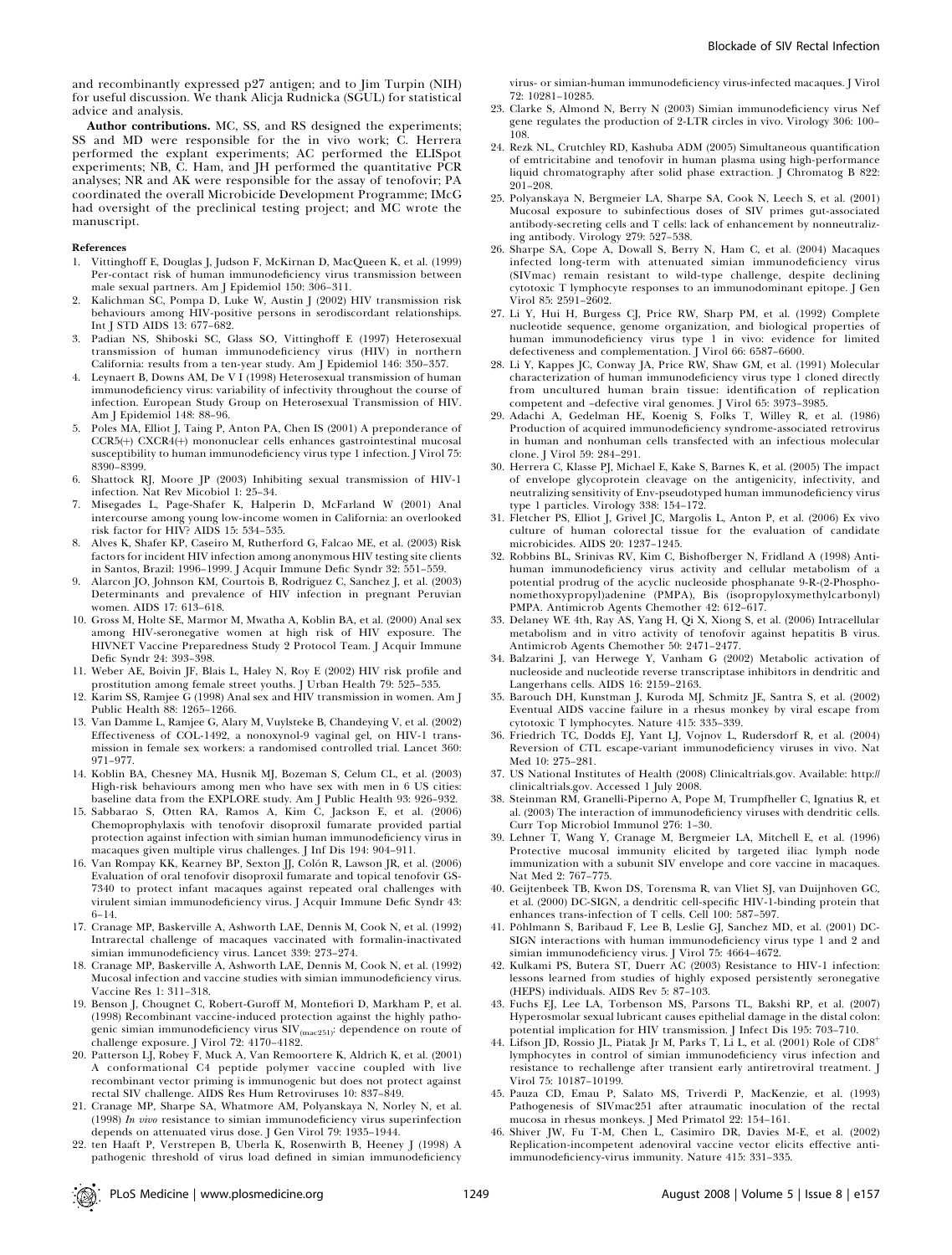and recombinantly expressed p27 antigen; and to Jim Turpin (NIH) for useful discussion. We thank Alicja Rudnicka (SGUL) for statistical advice and analysis.

**Author contributions.** MC, SS, and RS designed the experiments; SS and MD were responsible for the in vivo work; C. Herrera performed the explant experiments; AC performed the ELISpot experiments; NB, C. Ham, and JH performed the quantitative PCR analyses; NR and AK were responsible for the assay of tenofovir; PA coordinated the overall Microbicide Development Programme; IMcG had oversight of the preclinical testing project; and MC wrote the manuscript.

## References

1. Vittinghoff E, Douglas J, Judson F, McKirnan D, MacQueen K, et al. (1999) Per-contact risk of human immunodeficiency virus transmission between male sexual partners. Am J Epidemiol 150: 306–311.
2. Kalichman SC, Pompa D, Luke W, Austin J (2002) HIV transmission risk behaviours among HIV-positive persons in serodiscordant relationships. Int J STD AIDS 13: 677–682.
3. Padian NS, Shiboski SC, Glass SO, Vittinghoff E (1997) Heterosexual transmission of human immunodeficiency virus (HIV) in northern California: results from a ten-year study. Am J Epidemiol 146: 350–357.
4. Leynaert B, Downs AM, De V I (1998) Heterosexual transmission of human immunodeficiency virus: variability of infectivity throughout the course of infection. European Study Group on Heterosexual Transmission of HIV. Am J Epidemiol 148: 88–96.
5. Poles MA, Elliot J, Taing P, Anton PA, Chen IS (2001) A preponderance of CCR5(+) CXCR4(+) mononuclear cells enhances gastrointestinal mucosal susceptibility to human immunodeficiency virus type 1 infection. J Virol 75: 8390–8399.
6. Shattock RJ, Moore JP (2003) Inhibiting sexual transmission of HIV-1 infection. Nat Rev Micobiol 1: 25–34.
7. Misegades L, Page-Shafer K, Halperin D, McFarland W (2001) Anal intercourse among young low-income women in California: an overlooked risk factor for HIV? AIDS 15: 534–535.
8. Alves K, Shafer KP, Caseiro M, Rutherford G, Falcao ME, et al. (2003) Risk factors for incident HIV infection among anonymous HIV testing site clients in Santos, Brazil: 1996–1999. J Acquir Immune Defic Syndr 32: 551–559.
9. Alarcon JO, Johnson KM, Courtois B, Rodriguez C, Sanchez J, et al. (2003) Determinants and prevalence of HIV infection in pregnant Peruvian women. AIDS 17: 613–618.
10. Gross M, Holte SE, Marmor M, Mwatha A, Koblin BA, et al. (2000) Anal sex among HIV-seronegative women at high risk of HIV exposure. The HIVNET Vaccine Preparedness Study 2 Protocol Team. J Acquir Immune Defic Syndr 24: 393–398.
11. Weber AE, Boivin JF, Blais L, Haley N, Roy E (2002) HIV risk profile and prostitution among female street youths. J Urban Health 79: 525–535.
12. Karim SS, Ramjee G (1998) Anal sex and HIV transmission in women. Am J Public Health 88: 1265–1266.
13. Van Damme L, Ramjee G, Alary M, Vuylsteke B, Chandeying V, et al. (2002) Effectiveness of COL-1492, a nonoxynol-9 vaginal gel, on HIV-1 transmission in female sex workers: a randomised controlled trial. Lancet 360: 971–977.
14. Koblin BA, Chesney MA, Husnik MJ, Bozeman S, Celum CL, et al. (2003) High-risk behaviours among men who have sex with men in 6 US cities: baseline data from the EXPLORE study. Am J Public Health 93: 926–932.
15. Sabbarao S, Otten RA, Ramos A, Kim C, Jackson E, et al. (2006) Chemoprophylaxis with tenofovir disoproxil fumarate provided partial protection against infection with simian human immunodeficiency virus in macaques given multiple virus challenges. J Inf Dis 194: 904–911.
16. Van Rompay KK, Kearney BP, Sexton JJ, Colón R, Lawson JR, et al. (2006) Evaluation of oral tenofovir disoproxil fumarate and topical tenofovir GS-7340 to protect infant macaques against repeated oral challenges with virulent simian immunodeficiency virus. J Acquir Immune Defic Syndr 43: 6–14.
17. Cranage MP, Baskerville A, Ashworth LAE, Dennis M, Cook N, et al. (1992) Intrarectal challenge of macaques vaccinated with formalin-inactivated simian immunodeficiency virus. Lancet 339: 273–274.
18. Cranage MP, Baskerville A, Ashworth LAE, Dennis M, Cook N, et al. (1992) Mucosal infection and vaccine studies with simian immunodeficiency virus. Vaccine Res 1: 311–318.
19. Benson J, Chougnet C, Robert-Guroff M, Montefiori D, Markham P, et al. (1998) Recombinant vaccine-induced protection against the highly pathogenic simian immunodeficiency virus $SIV_{(mac251)}$: dependence on route of challenge exposure. J Virol 72: 4170–4182.
20. Patterson LJ, Robey F, Muck A, Van Remoortere K, Aldrich K, et al. (2001) A conformational C4 peptide polymer vaccine coupled with live recombinant vector priming is immunogenic but does not protect against rectal SIV challenge. AIDS Res Hum Retroviruses 10: 837–849.
21. Cranage MP, Sharpe SA, Whatmore AM, Polyanskaya N, Norley N, et al. (1998) *In vivo* resistance to simian immunodeficiency virus superinfection depends on attenuated virus dose. J Gen Virol 79: 1935–1944.
22. ten Haaft P, Verstrepen B, Uberla K, Rosenwirth B, Heeney J (1998) A pathogenic threshold of virus load defined in simian immunodeficiency virus- or simian-human immunodeficiency virus-infected macaques. J Virol 72: 10281–10285.
23. Clarke S, Almond N, Berry N (2003) Simian immunodeficiency virus Nef gene regulates the production of 2-LTR circles in vivo. Virology 306: 100–108.
24. Rezk NL, Crutchley RD, Kashuba ADM (2005) Simultaneous quantification of emtricitabine and tenofovir in human plasma using high-performance liquid chromatography after solid phase extraction. J Chromatog B 822: 201–208.
25. Polyanskaya N, Bergmeier LA, Sharpe SA, Cook N, Leech S, et al. (2001) Mucosal exposure to subinfectious doses of SIV primes gut-associated antibody-secreting cells and T cells: lack of enhancement by nonneutralizing antibody. Virology 279: 527–538.
26. Sharpe SA, Cope A, Dowall S, Berry N, Ham C, et al. (2004) Macaques infected long-term with attenuated simian immunodeficiency virus (SIVmac) remain resistant to wild-type challenge, despite declining cytotoxic T lymphocyte responses to an immunodominant epitope. J Gen Virol 85: 2591–2602.
27. Li Y, Hui H, Burgess CJ, Price RW, Sharp PM, et al. (1992) Complete nucleotide sequence, genome organization, and biological properties of human immunodeficiency virus type 1 in vivo: evidence for limited defectiveness and complementation. J Virol 66: 6587–6600.
28. Li Y, Kappes JC, Conway JA, Price RW, Shaw GM, et al. (1991) Molecular characterization of human immunodeficiency virus type 1 cloned directly from uncultured human brain tissue: identification of replication competent and –defective viral genomes. J Virol 65: 3973–3985.
29. Adachi A, Gedelman HE, Koenig S, Folks T, Willey R, et al. (1986) Production of acquired immunodeficiency syndrome-associated retrovirus in human and nonhuman cells transfected with an infectious molecular clone. J Virol 59: 284–291.
30. Herrera C, Klasse PJ, Michael E, Kake S, Barnes K, et al. (2005) The impact of envelope glycoprotein cleavage on the antigenicity, infectivity, and neutralizing sensitivity of Env-pseudotyped human immunodeficiency virus type 1 particles. Virology 338: 154–172.
31. Fletcher PS, Elliot J, Grivel JC, Margolis L, Anton P, et al. (2006) Ex vivo culture of human colorectal tissue for the evaluation of candidate microbicides. AIDS 20: 1237–1245.
32. Robbins BL, Srinivas RV, Kim C, Bishofberger N, Fridland A (1998) Anti-human immunodeficiency virus activity and cellular metabolism of a potential prodrug of the acyclic nucleoside phosphanate 9-R-(2-Phosphonomethoxypropyl)adenine (PMPA), Bis (isopropyloxymethylcarbonyl) PMPA. Antimicrob Agents Chemother 42: 612–617.
33. Delaney WE 4th, Ray AS, Yang H, Qi X, Xiong S, et al. (2006) Intracellular metabolism and in vitro activity of tenofovir against hepatitis B virus. Antimicrob Agents Chemother 50: 2471–2477.
34. Balzarini J, van Herwege Y, Vanham G (2002) Metabolic activation of nucleoside and nucleotide reverse transcriptase inhibitors in dendritic and Langerhans cells. AIDS 16: 2159–2163.
35. Barouch DH, Kunstman J, Kuroda MJ, Schmitz JE, Santra S, et al. (2002) Eventual AIDS vaccine failure in a rhesus monkey by viral escape from cytotoxic T lymphocytes. Nature 415: 335–339.
36. Friedrich TC, Dodds EJ, Yant LJ, Vojnov L, Rudersdorf R, et al. (2004) Reversion of CTL escape-variant immunodeficiency viruses in vivo. Nat Med 10: 275–281.
37. US National Institutes of Health (2008) Clinicaltrials.gov. Available: http://clinicaltrials.gov. Accessed 1 July 2008.
38. Steinman RM, Granelli-Piperno A, Pope M, Trumpfheller C, Ignatius R, et al. (2003) The interaction of immunodeficiency viruses with dendritic cells. Curr Top Microbiol Immunol 276: 1–30.
39. Lehner T, Wang Y, Cranage M, Bergmeier LA, Mitchell E, et al. (1996) Protective mucosal immunity elicited by targeted iliac lymph node immunization with a subunit SIV envelope and core vaccine in macaques. Nat Med 2: 767–775.
40. Geijtenbeek TB, Kwon DS, Torensma R, van Vliet SJ, van Duijnhoven GC, et al. (2000) DC-SIGN, a dendritic cell-specific HIV-1-binding protein that enhances trans-infection of T cells. Cell 100: 587–597.
41. Pöhlmann S, Baribaud F, Lee B, Leslie GJ, Sanchez MD, et al. (2001) DC-SIGN interactions with human immunodeficiency virus type 1 and 2 and simian immunodeficiency virus. J Virol 75: 4664–4672.
42. Kulkami PS, Butera ST, Duerr AC (2003) Resistance to HIV-1 infection: lessons learned from studies of highly exposed persistently seronegative (HEPS) individuals. AIDS Rev 5: 87–103.
43. Fuchs EJ, Lee LA, Torbenson MS, Parsons TL, Bakshi RP, et al. (2007) Hyperosmolar sexual lubricant causes epithelial damage in the distal colon: potential implication for HIV transmission. J Infect Dis 195: 703–710.
44. Lifson JD, Rossio JL, Piatak Jr M, Parks T, Li L, et al. (2001) Role of $CD8^+$ lymphocytes in control of simian immunodeficiency virus infection and resistance to rechallenge after transient early antiretroviral treatment. J Virol 75: 10187–10199.
45. Pauza CD, Emau P, Salato MS, Triverdi P, MacKenzie, et al. (1993) Pathogenesis of SIVmac251 after atraumatic inoculation of the rectal mucosa in rhesus monkeys. J Med Primatol 22: 154–161.
46. Shiver JW, Fu T-M, Chen L, Casimiro DR, Davies M-E, et al. (2002) Replication-incompetent adenoviral vaccine vector elicits effective anti-immunodeficiency-virus immunity. Nature 415: 331–335.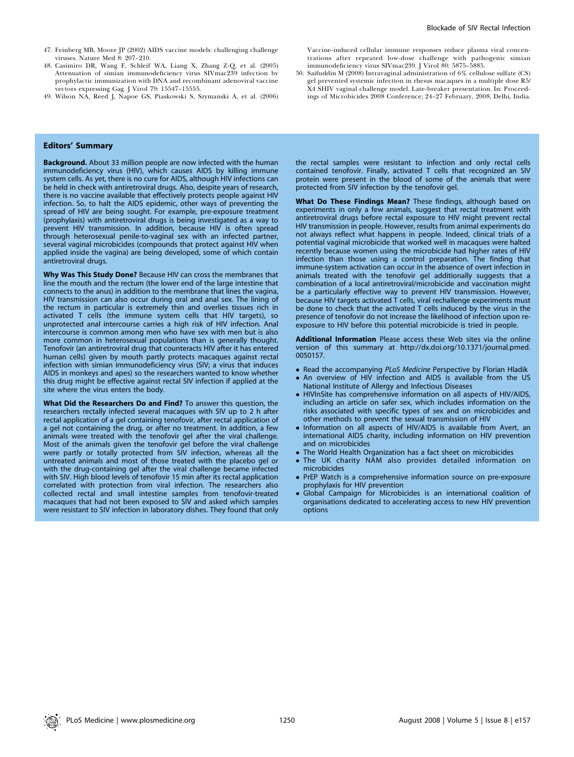47. Feinberg MB, Moore JP (2002) AIDS vaccine models: challenging challenge viruses. Nature Med 8: 207–210.
48. Casimiro DR, Wang F, Schleif WA, Liang X, Zhang Z-Q, et al. (2005) Attenuation of simian immunodeficiency virus SIVmac239 infection by prophylactic immunization with DNA and recombinant adenoviral vaccine vectors expressing Gag. J Virol 79: 15547–15555.
49. Wilson NA, Reed J, Napoe GS, Piaskowski S, Szymanski A, et al. (2006) Vaccine-induced cellular immune responses reduce plasma viral concentrations after repeated low-dose challenge with pathogenic simian immunodeficiency virus SIVmac239. J Virol 80: 5875–5885.
50. Saifuddin M (2008) Intravaginal administration of 6% cellulose sulfate (CS) gel prevented systemic infection in rhesus macaques in a multiple dose R5/X4 SHIV vaginal challenge model. Late-breaker presentation. In: Proceedings of Microbicides 2008 Conference; 24–27 February, 2008, Delhi, India.

## Editors' Summary

**Background.** About 33 million people are now infected with the human immunodeficiency virus (HIV), which causes AIDS by killing immune system cells. As yet, there is no cure for AIDS, although HIV infections can be held in check with antiretroviral drugs. Also, despite years of research, there is no vaccine available that effectively protects people against HIV infection. So, to halt the AIDS epidemic, other ways of preventing the spread of HIV are being sought. For example, pre-exposure treatment (prophylaxis) with antiretroviral drugs is being investigated as a way to prevent HIV transmission. In addition, because HIV is often spread through heterosexual penile-to-vaginal sex with an infected partner, several vaginal microbicides (compounds that protect against HIV when applied inside the vagina) are being developed, some of which contain antiretroviral drugs.

**Why Was This Study Done?** Because HIV can cross the membranes that line the mouth and the rectum (the lower end of the large intestine that connects to the anus) in addition to the membrane that lines the vagina, HIV transmission can also occur during oral and anal sex. The lining of the rectum in particular is extremely thin and overlies tissues rich in activated T cells (the immune system cells that HIV targets), so unprotected anal intercourse carries a high risk of HIV infection. Anal intercourse is common among men who have sex with men but is also more common in heterosexual populations than is generally thought. Tenofovir (an antiretroviral drug that counteracts HIV after it has entered human cells) given by mouth partly protects macaques against rectal infection with simian immunodeficiency virus (SIV; a virus that induces AIDS in monkeys and apes) so the researchers wanted to know whether this drug might be effective against rectal SIV infection if applied at the site where the virus enters the body.

**What Did the Researchers Do and Find?** To answer this question, the researchers rectally infected several macaques with SIV up to 2 h after rectal application of a gel containing tenofovir, after rectal application of a gel not containing the drug, or after no treatment. In addition, a few animals were treated with the tenofovir gel after the viral challenge. Most of the animals given the tenofovir gel before the viral challenge were partly or totally protected from SIV infection, whereas all the untreated animals and most of those treated with the placebo gel or with the drug-containing gel after the viral challenge became infected with SIV. High blood levels of tenofovir 15 min after its rectal application correlated with protection from viral infection. The researchers also collected rectal and small intestine samples from tenofovir-treated macaques that had not been exposed to SIV and asked which samples were resistant to SIV infection in laboratory dishes. They found that only the rectal samples were resistant to infection and only rectal cells contained tenofovir. Finally, activated T cells that recognized an SIV protein were present in the blood of some of the animals that were protected from SIV infection by the tenofovir gel.

**What Do These Findings Mean?** These findings, although based on experiments in only a few animals, suggest that rectal treatment with antiretroviral drugs before rectal exposure to HIV might prevent rectal HIV transmission in people. However, results from animal experiments do not always reflect what happens in people. Indeed, clinical trials of a potential vaginal microbicide that worked well in macaques were halted recently because women using the microbicide had higher rates of HIV infection than those using a control preparation. The finding that immune-system activation can occur in the absence of overt infection in animals treated with the tenofovir gel additionally suggests that a combination of a local antiretroviral/microbicide and vaccination might be a particularly effective way to prevent HIV transmission. However, because HIV targets activated T cells, viral rechallenge experiments must be done to check that the activated T cells induced by the virus in the presence of tenofovir do not increase the likelihood of infection upon re-exposure to HIV before this potential microbicide is tried in people.

**Additional Information** Please access these Web sites via the online version of this summary at http://dx.doi.org/10.1371/journal.pmed.0050157.

- Read the accompanying *PLoS Medicine* Perspective by Florian Hladik
- An overview of HIV infection and AIDS is available from the US National Institute of Allergy and Infectious Diseases
- HIVInSite has comprehensive information on all aspects of HIV/AIDS, including an article on safer sex, which includes information on the risks associated with specific types of sex and on microbicides and other methods to prevent the sexual transmission of HIV
- Information on all aspects of HIV/AIDS is available from Avert, an international AIDS charity, including information on HIV prevention and on microbicides
- The World Health Organization has a fact sheet on microbicides
- The UK charity NAM also provides detailed information on microbicides
- PrEP Watch is a comprehensive information source on pre-exposure prophylaxis for HIV prevention
- Global Campaign for Microbicides is an international coalition of organisations dedicated to accelerating access to new HIV prevention options